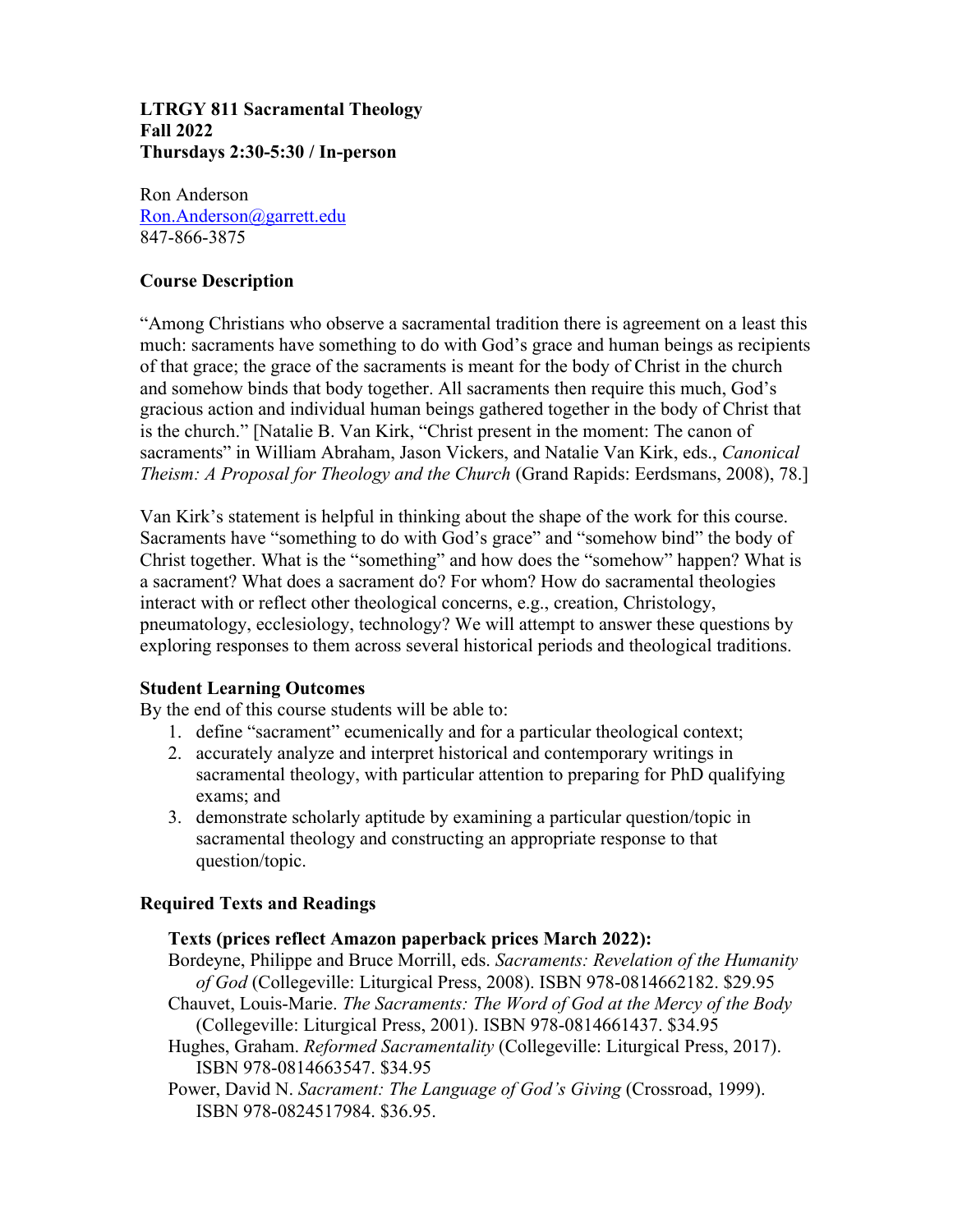**LTRGY 811 Sacramental Theology**
**Fall 2022**
**Thursdays 2:30-5:30 / In-person**

Ron Anderson
Ron.Anderson@garrett.edu
847-866-3875

### Course Description

"Among Christians who observe a sacramental tradition there is agreement on a least this much: sacraments have something to do with God's grace and human beings as recipients of that grace; the grace of the sacraments is meant for the body of Christ in the church and somehow binds that body together. All sacraments then require this much, God's gracious action and individual human beings gathered together in the body of Christ that is the church." [Natalie B. Van Kirk, "Christ present in the moment: The canon of sacraments" in William Abraham, Jason Vickers, and Natalie Van Kirk, eds., *Canonical Theism: A Proposal for Theology and the Church* (Grand Rapids: Eerdsmans, 2008), 78.]

Van Kirk's statement is helpful in thinking about the shape of the work for this course. Sacraments have "something to do with God's grace" and "somehow bind" the body of Christ together. What is the "something" and how does the "somehow" happen? What is a sacrament? What does a sacrament do? For whom? How do sacramental theologies interact with or reflect other theological concerns, e.g., creation, Christology, pneumatology, ecclesiology, technology? We will attempt to answer these questions by exploring responses to them across several historical periods and theological traditions.

### Student Learning Outcomes

By the end of this course students will be able to:

1. define "sacrament" ecumenically and for a particular theological context;
2. accurately analyze and interpret historical and contemporary writings in sacramental theology, with particular attention to preparing for PhD qualifying exams; and
3. demonstrate scholarly aptitude by examining a particular question/topic in sacramental theology and constructing an appropriate response to that question/topic.

### Required Texts and Readings

**Texts (prices reflect Amazon paperback prices March 2022):**

Bordeyne, Philippe and Bruce Morrill, eds. *Sacraments: Revelation of the Humanity of God* (Collegeville: Liturgical Press, 2008). ISBN 978-0814662182. $29.95

Chauvet, Louis-Marie. *The Sacraments: The Word of God at the Mercy of the Body* (Collegeville: Liturgical Press, 2001). ISBN 978-0814661437. $34.95

Hughes, Graham. *Reformed Sacramentality* (Collegeville: Liturgical Press, 2017). ISBN 978-0814663547. $34.95

Power, David N. *Sacrament: The Language of God's Giving* (Crossroad, 1999). ISBN 978-0824517984. $36.95.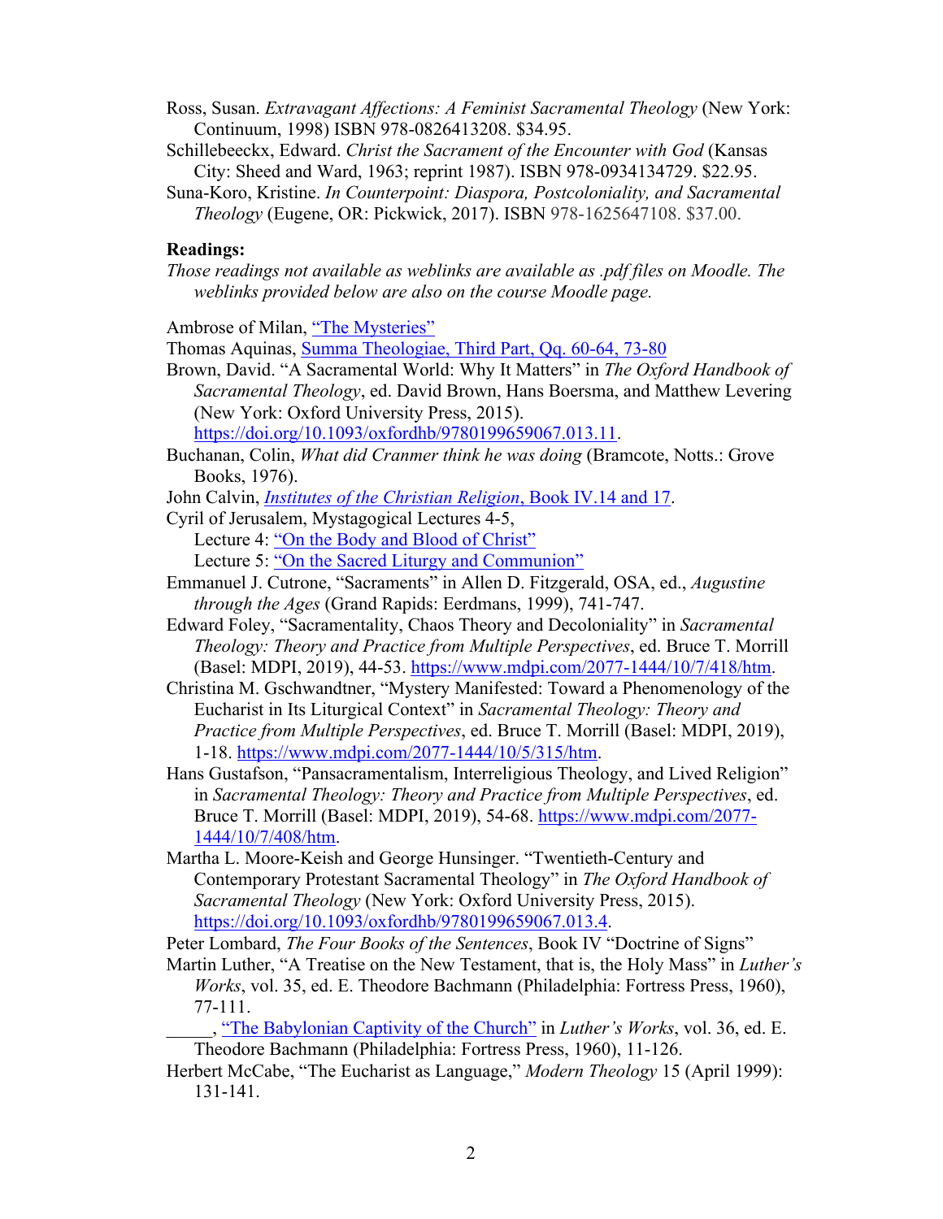Ross, Susan. *Extravagant Affections: A Feminist Sacramental Theology* (New York: Continuum, 1998) ISBN 978-0826413208. $34.95.

Schillebeeckx, Edward. *Christ the Sacrament of the Encounter with God* (Kansas City: Sheed and Ward, 1963; reprint 1987). ISBN 978-0934134729. $22.95.

Suna-Koro, Kristine. *In Counterpoint: Diaspora, Postcoloniality, and Sacramental Theology* (Eugene, OR: Pickwick, 2017). ISBN 978-1625647108. $37.00.

**Readings:**

*Those readings not available as weblinks are available as .pdf files on Moodle. The weblinks provided below are also on the course Moodle page.*

Ambrose of Milan, "The Mysteries"

Thomas Aquinas, Summa Theologiae, Third Part, Qq. 60-64, 73-80

Brown, David. "A Sacramental World: Why It Matters" in *The Oxford Handbook of Sacramental Theology*, ed. David Brown, Hans Boersma, and Matthew Levering (New York: Oxford University Press, 2015). https://doi.org/10.1093/oxfordhb/9780199659067.013.11.

Buchanan, Colin, *What did Cranmer think he was doing* (Bramcote, Notts.: Grove Books, 1976).

John Calvin, *Institutes of the Christian Religion*, Book IV.14 and 17.

Cyril of Jerusalem, Mystagogical Lectures 4-5,
  Lecture 4: "On the Body and Blood of Christ"
  Lecture 5: "On the Sacred Liturgy and Communion"

Emmanuel J. Cutrone, "Sacraments" in Allen D. Fitzgerald, OSA, ed., *Augustine through the Ages* (Grand Rapids: Eerdmans, 1999), 741-747.

Edward Foley, "Sacramentality, Chaos Theory and Decoloniality" in *Sacramental Theology: Theory and Practice from Multiple Perspectives*, ed. Bruce T. Morrill (Basel: MDPI, 2019), 44-53. https://www.mdpi.com/2077-1444/10/7/418/htm.

Christina M. Gschwandtner, "Mystery Manifested: Toward a Phenomenology of the Eucharist in Its Liturgical Context" in *Sacramental Theology: Theory and Practice from Multiple Perspectives*, ed. Bruce T. Morrill (Basel: MDPI, 2019), 1-18. https://www.mdpi.com/2077-1444/10/5/315/htm.

Hans Gustafson, "Pansacramentalism, Interreligious Theology, and Lived Religion" in *Sacramental Theology: Theory and Practice from Multiple Perspectives*, ed. Bruce T. Morrill (Basel: MDPI, 2019), 54-68. https://www.mdpi.com/2077-1444/10/7/408/htm.

Martha L. Moore-Keish and George Hunsinger. "Twentieth-Century and Contemporary Protestant Sacramental Theology" in *The Oxford Handbook of Sacramental Theology* (New York: Oxford University Press, 2015). https://doi.org/10.1093/oxfordhb/9780199659067.013.4.

Peter Lombard, *The Four Books of the Sentences*, Book IV "Doctrine of Signs"

Martin Luther, "A Treatise on the New Testament, that is, the Holy Mass" in *Luther's Works*, vol. 35, ed. E. Theodore Bachmann (Philadelphia: Fortress Press, 1960), 77-111.

_____, "The Babylonian Captivity of the Church" in *Luther's Works*, vol. 36, ed. E. Theodore Bachmann (Philadelphia: Fortress Press, 1960), 11-126.

Herbert McCabe, "The Eucharist as Language," *Modern Theology* 15 (April 1999): 131-141.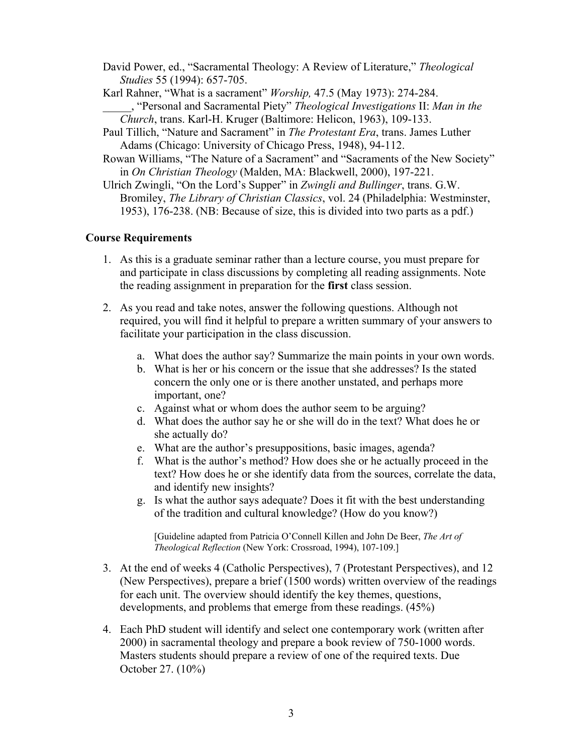David Power, ed., "Sacramental Theology: A Review of Literature," *Theological Studies* 55 (1994): 657-705.

Karl Rahner, "What is a sacrament" *Worship,* 47.5 (May 1973): 274-284.

_____, "Personal and Sacramental Piety" *Theological Investigations* II: *Man in the Church*, trans. Karl-H. Kruger (Baltimore: Helicon, 1963), 109-133.

Paul Tillich, "Nature and Sacrament" in *The Protestant Era*, trans. James Luther Adams (Chicago: University of Chicago Press, 1948), 94-112.

Rowan Williams, "The Nature of a Sacrament" and "Sacraments of the New Society" in *On Christian Theology* (Malden, MA: Blackwell, 2000), 197-221.

Ulrich Zwingli, "On the Lord's Supper" in *Zwingli and Bullinger*, trans. G.W. Bromiley, *The Library of Christian Classics*, vol. 24 (Philadelphia: Westminster, 1953), 176-238. (NB: Because of size, this is divided into two parts as a pdf.)

## Course Requirements

1. As this is a graduate seminar rather than a lecture course, you must prepare for and participate in class discussions by completing all reading assignments. Note the reading assignment in preparation for the **first** class session.

2. As you read and take notes, answer the following questions. Although not required, you will find it helpful to prepare a written summary of your answers to facilitate your participation in the class discussion.

    a. What does the author say? Summarize the main points in your own words.
    b. What is her or his concern or the issue that she addresses? Is the stated concern the only one or is there another unstated, and perhaps more important, one?
    c. Against what or whom does the author seem to be arguing?
    d. What does the author say he or she will do in the text? What does he or she actually do?
    e. What are the author's presuppositions, basic images, agenda?
    f. What is the author's method? How does she or he actually proceed in the text? How does he or she identify data from the sources, correlate the data, and identify new insights?
    g. Is what the author says adequate? Does it fit with the best understanding of the tradition and cultural knowledge? (How do you know?)

    [Guideline adapted from Patricia O'Connell Killen and John De Beer, *The Art of Theological Reflection* (New York: Crossroad, 1994), 107-109.]

3. At the end of weeks 4 (Catholic Perspectives), 7 (Protestant Perspectives), and 12 (New Perspectives), prepare a brief (1500 words) written overview of the readings for each unit. The overview should identify the key themes, questions, developments, and problems that emerge from these readings. (45%)

4. Each PhD student will identify and select one contemporary work (written after 2000) in sacramental theology and prepare a book review of 750-1000 words. Masters students should prepare a review of one of the required texts. Due October 27. (10%)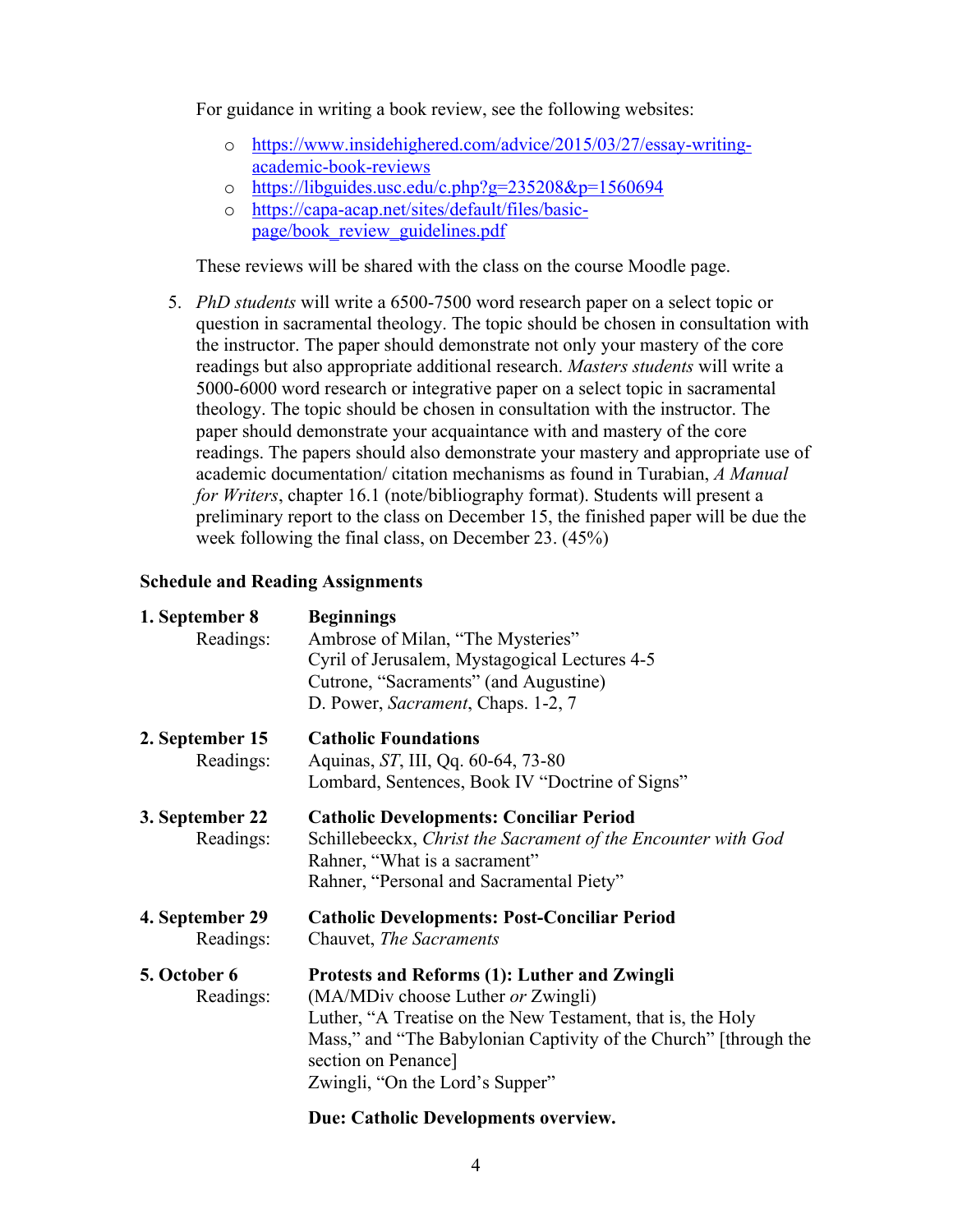For guidance in writing a book review, see the following websites:

- https://www.insidehighered.com/advice/2015/03/27/essay-writing-academic-book-reviews
- https://libguides.usc.edu/c.php?g=235208&p=1560694
- https://capa-acap.net/sites/default/files/basic-page/book_review_guidelines.pdf

These reviews will be shared with the class on the course Moodle page.

5. *PhD students* will write a 6500-7500 word research paper on a select topic or question in sacramental theology. The topic should be chosen in consultation with the instructor. The paper should demonstrate not only your mastery of the core readings but also appropriate additional research. *Masters students* will write a 5000-6000 word research or integrative paper on a select topic in sacramental theology. The topic should be chosen in consultation with the instructor. The paper should demonstrate your acquaintance with and mastery of the core readings. The papers should also demonstrate your mastery and appropriate use of academic documentation/ citation mechanisms as found in Turabian, *A Manual for Writers*, chapter 16.1 (note/bibliography format). Students will present a preliminary report to the class on December 15, the finished paper will be due the week following the final class, on December 23. (45%)

**Schedule and Reading Assignments**

**1. September 8** — **Beginnings**
Readings:
Ambrose of Milan, "The Mysteries"
Cyril of Jerusalem, Mystagogical Lectures 4-5
Cutrone, "Sacraments" (and Augustine)
D. Power, *Sacrament*, Chaps. 1-2, 7

**2. September 15** — **Catholic Foundations**
Readings:
Aquinas, *ST*, III, Qq. 60-64, 73-80
Lombard, Sentences, Book IV "Doctrine of Signs"

**3. September 22** — **Catholic Developments: Conciliar Period**
Readings:
Schillebeeckx, *Christ the Sacrament of the Encounter with God*
Rahner, "What is a sacrament"
Rahner, "Personal and Sacramental Piety"

**4. September 29** — **Catholic Developments: Post-Conciliar Period**
Readings:
Chauvet, *The Sacraments*

**5. October 6** — **Protests and Reforms (1): Luther and Zwingli**
Readings:
(MA/MDiv choose Luther *or* Zwingli)
Luther, "A Treatise on the New Testament, that is, the Holy Mass," and "The Babylonian Captivity of the Church" [through the section on Penance]
Zwingli, "On the Lord's Supper"

**Due: Catholic Developments overview.**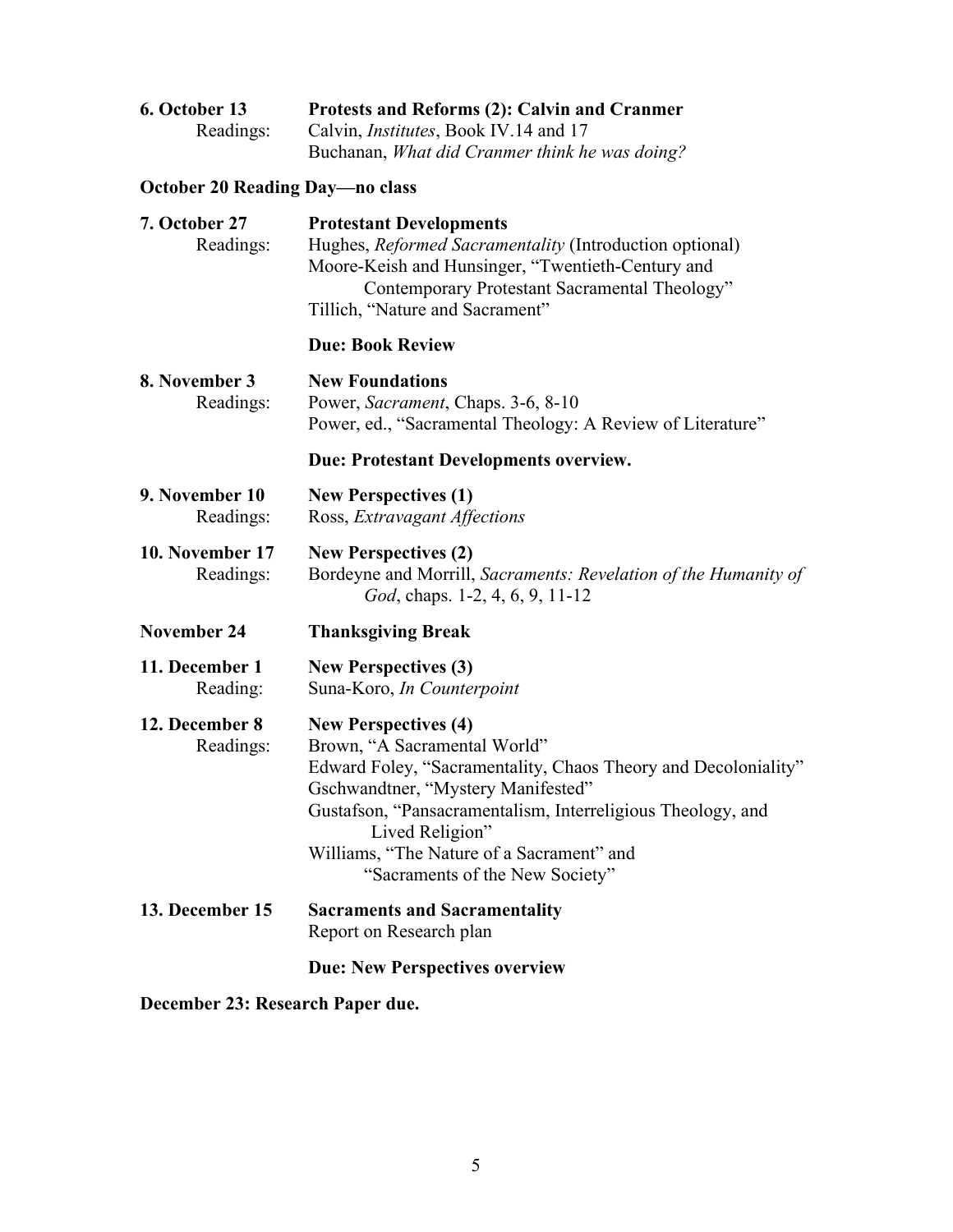**6. October 13** **Protests and Reforms (2): Calvin and Cranmer**
Readings: Calvin, *Institutes*, Book IV.14 and 17
Buchanan, *What did Cranmer think he was doing?*

**October 20 Reading Day—no class**

**7. October 27** **Protestant Developments**
Readings: Hughes, *Reformed Sacramentality* (Introduction optional)
Moore-Keish and Hunsinger, "Twentieth-Century and Contemporary Protestant Sacramental Theology"
Tillich, "Nature and Sacrament"

**Due: Book Review**

**8. November 3** **New Foundations**
Readings: Power, *Sacrament*, Chaps. 3-6, 8-10
Power, ed., "Sacramental Theology: A Review of Literature"

**Due: Protestant Developments overview.**

**9. November 10** **New Perspectives (1)**
Readings: Ross, *Extravagant Affections*

**10. November 17** **New Perspectives (2)**
Readings: Bordeyne and Morrill, *Sacraments: Revelation of the Humanity of God*, chaps. 1-2, 4, 6, 9, 11-12

**November 24** **Thanksgiving Break**

**11. December 1** **New Perspectives (3)**
Reading: Suna-Koro, *In Counterpoint*

**12. December 8** **New Perspectives (4)**
Readings: Brown, "A Sacramental World"
Edward Foley, "Sacramentality, Chaos Theory and Decoloniality"
Gschwandtner, "Mystery Manifested"
Gustafson, "Pansacramentalism, Interreligious Theology, and Lived Religion"
Williams, "The Nature of a Sacrament" and "Sacraments of the New Society"

**13. December 15** **Sacraments and Sacramentality**
Report on Research plan

**Due: New Perspectives overview**

**December 23: Research Paper due.**